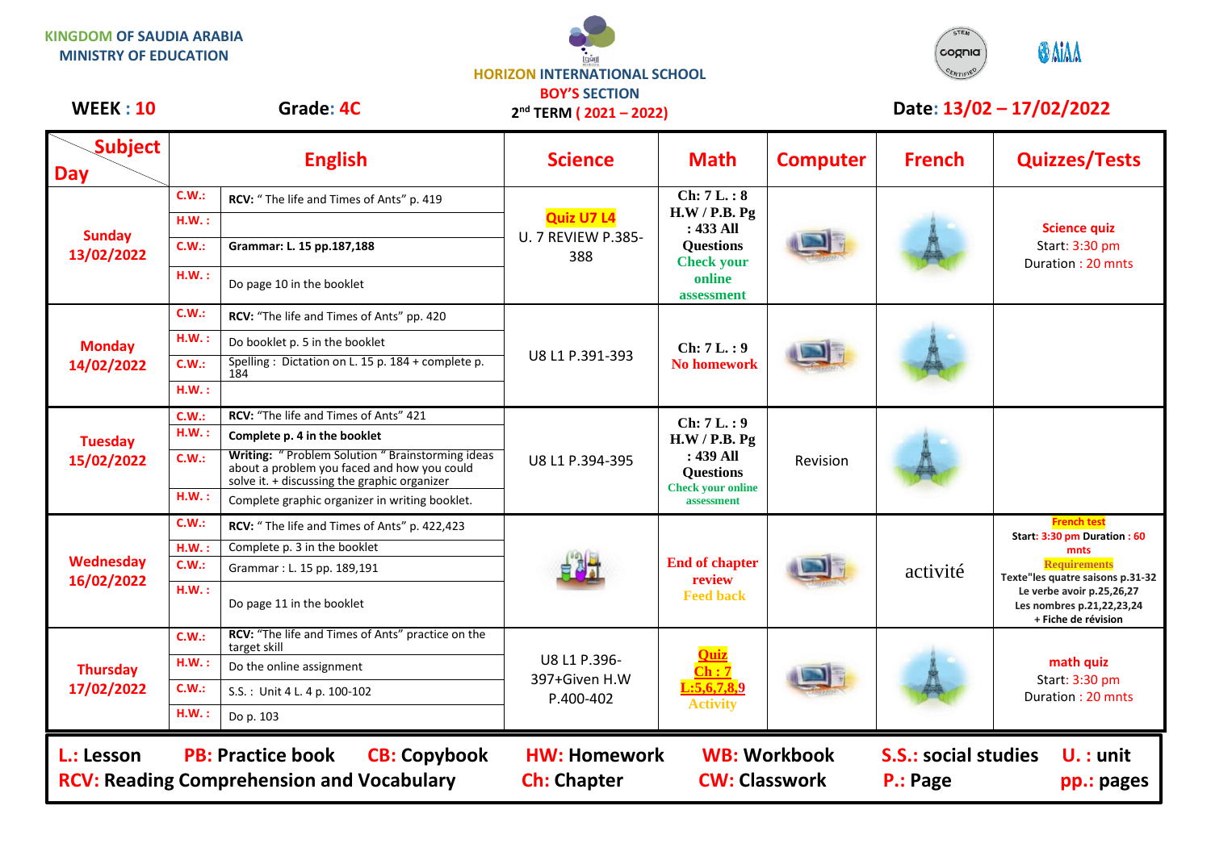KINGDOM OF SAUDIA ARABIA
MINISTRY OF EDUCATION

HORIZON INTERNATIONAL SCHOOL
BOY'S SECTION
2nd TERM ( 2021 – 2022)

**WEEK : 10** **Grade: 4C** **Date: 13/02 – 17/02/2022**

| Subject / Day | English | | Science | Math | Computer | French | Quizzes/Tests |
|---|---|---|---|---|---|---|---|
| **Sunday 13/02/2022** | C.W.: | **RCV:** " The life and Times of Ants" p. 419 | **Quiz U7 L4** U. 7 REVIEW P.385-388 | Ch: 7 L. : 8 H.W / P.B. Pg : 433 All Questions Check your online assessment | | | **Science quiz** Start: 3:30 pm Duration : 20 mnts |
| | H.W. : | | | | | | |
| | C.W.: | **Grammar: L. 15 pp.187,188** | | | | | |
| | H.W. : | Do page 10 in the booklet | | | | | |
| **Monday 14/02/2022** | C.W.: | **RCV:** "The life and Times of Ants" pp. 420 | U8 L1 P.391-393 | Ch: 7 L. : 9 No homework | | | |
| | H.W. : | Do booklet p. 5 in the booklet | | | | | |
| | C.W.: | Spelling : Dictation on L. 15 p. 184 + complete p. 184 | | | | | |
| | H.W. : | | | | | | |
| **Tuesday 15/02/2022** | C.W.: | **RCV:** "The life and Times of Ants" 421 | U8 L1 P.394-395 | Ch: 7 L. : 9 H.W / P.B. Pg : 439 All Questions Check your online assessment | Revision | | |
| | H.W. : | **Complete p. 4 in the booklet** | | | | | |
| | C.W.: | **Writing:** " Problem Solution " Brainstorming ideas about a problem you faced and how you could solve it. + discussing the graphic organizer | | | | | |
| | H.W. : | Complete graphic organizer in writing booklet. | | | | | |
| **Wednesday 16/02/2022** | C.W.: | **RCV:** " The life and Times of Ants" p. 422,423 | | End of chapter review Feed back | | activité | **French test** Start: 3:30 pm Duration : 60 mnts **Requirements** Texte"les quatre saisons p.31-32 Le verbe avoir p.25,26,27 Les nombres p.21,22,23,24 + Fiche de révision |
| | H.W. : | Complete p. 3 in the booklet | | | | | |
| | C.W.: | Grammar : L. 15 pp. 189,191 | | | | | |
| | H.W. : | Do page 11 in the booklet | | | | | |
| **Thursday 17/02/2022** | C.W.: | **RCV:** "The life and Times of Ants" practice on the target skill | U8 L1 P.396-397+Given H.W P.400-402 | Quiz Ch : 7 L:5,6,7,8,9 Activity | | | **math quiz** Start: 3:30 pm Duration : 20 mnts |
| | H.W. : | Do the online assignment | | | | | |
| | C.W.: | S.S. : Unit 4 L. 4 p. 100-102 | | | | | |
| | H.W. : | Do p. 103 | | | | | |

**L.: Lesson** **PB: Practice book** **CB: Copybook** **HW: Homework** **WB: Workbook** **S.S.: social studies** **U. : unit**
**RCV: Reading Comprehension and Vocabulary** **Ch: Chapter** **CW: Classwork** **P.: Page** **pp.: pages**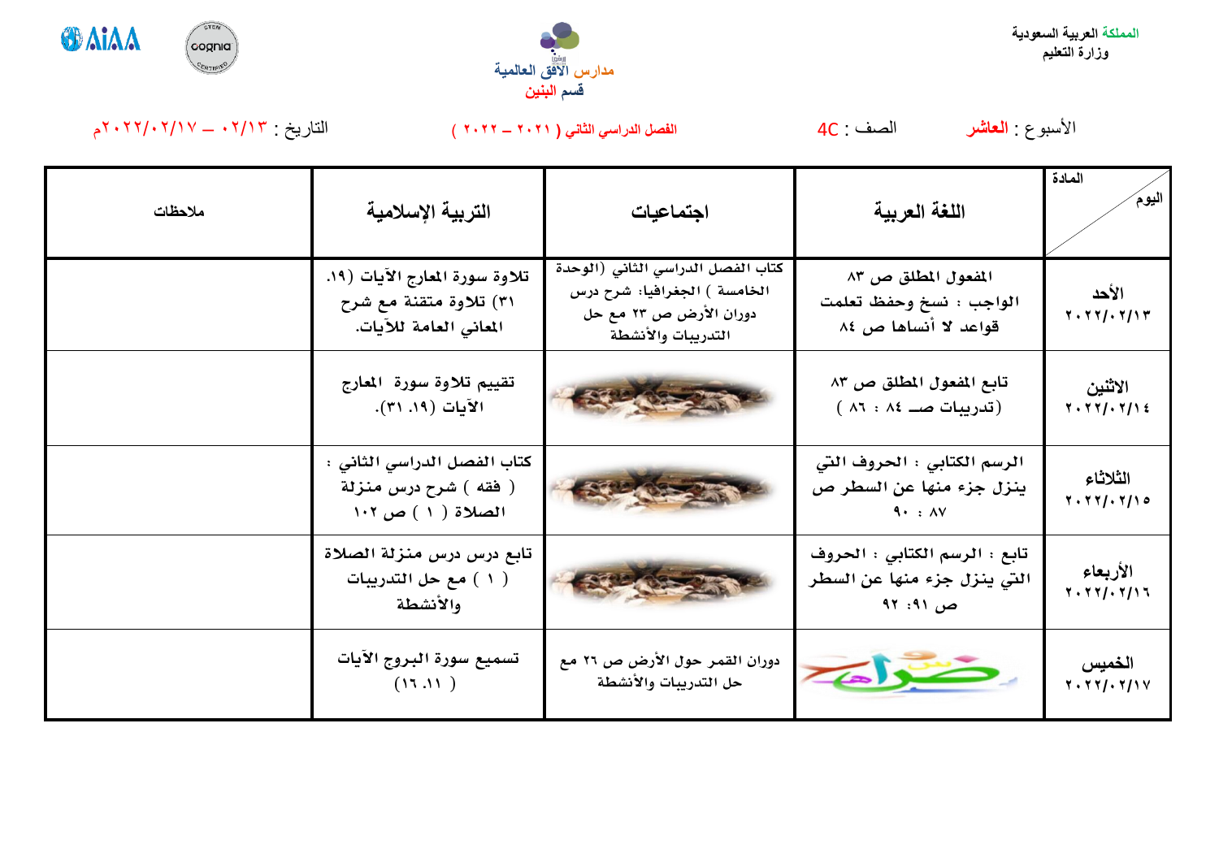المملكة العربية السعودية
وزارة التعليم

مدارس الأفق العالمية
قسم البنين

الأسبوع : العاشر　　　الصف : 4C　　　الفصل الدراسي الثاني ( ٢٠٢١ – ٢٠٢٢ )　　　التاريخ : ٠٢/١٣ – ٢٠٢٢/٠٢/١٧م

| المادة / اليوم | اللغة العربية | اجتماعيات | التربية الإسلامية | ملاحظات |
|---|---|---|---|---|
| الأحد ٢٠٢٢/٠٢/١٣ | المفعول المطلق ص ٨٣ الواجب : نسخ وحفظ تعلمت قواعد لا أنساها ص ٨٤ | كتاب الفصل الدراسي الثاني (الوحدة الخامسة ) الجغرافيا: شرح درس دوران الأرض ص ٢٣ مع حل التدريبات والأنشطة | تلاوة سورة المعارج الآيات (١٩. ٣١) تلاوة متقنة مع شرح المعاني العامة للآيات. | |
| الاثنين ٢٠٢٢/٠٢/١٤ | تابع المفعول المطلق ص ٨٣ (تدريبات صـ ٨٤ : ٨٦ ) | | تقييم تلاوة سورة المعارج الآيات (١٩. ٣١). | |
| الثلاثاء ٢٠٢٢/٠٢/١٥ | الرسم الكتابي : الحروف التي ينزل جزء منها عن السطر ص ٨٧ : ٩٠ | | كتاب الفصل الدراسي الثاني : ( فقه ) شرح درس منزلة الصلاة ( ١ ) ص ١٠٢ | |
| الأربعاء ٢٠٢٢/٠٢/١٦ | تابع : الرسم الكتابي : الحروف التي ينزل جزء منها عن السطر ص ٩١: ٩٢ | | تابع درس منزلة الصلاة ( ١ ) مع حل التدريبات والأنشطة | |
| الخميس ٢٠٢٢/٠٢/١٧ | | دوران القمر حول الأرض ص ٢٦ مع حل التدريبات والأنشطة | تسميع سورة البروج الآيات ( ١١. ١٦) | |